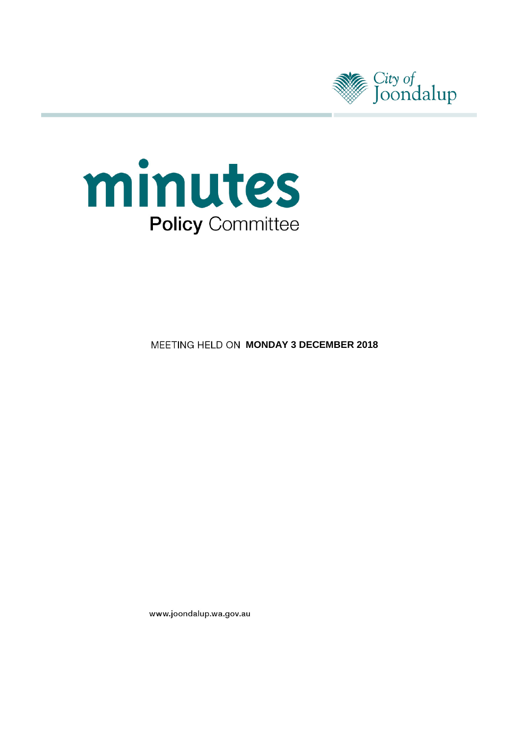City of Joondalup

# minutes

## Policy Committee

MEETING HELD ON **MONDAY 3 DECEMBER 2018**

www.joondalup.wa.gov.au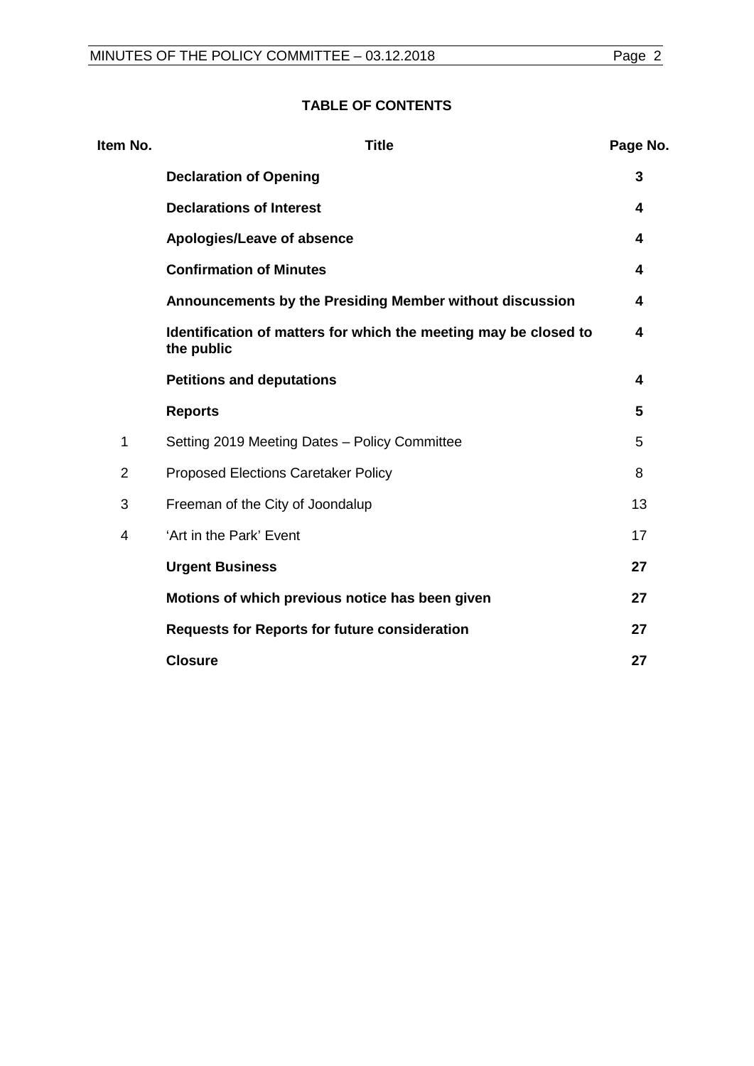## TABLE OF CONTENTS

| Item No. | Title | Page No. |
|---|---|---|
| | **Declaration of Opening** | **3** |
| | **Declarations of Interest** | **4** |
| | **Apologies/Leave of absence** | **4** |
| | **Confirmation of Minutes** | **4** |
| | **Announcements by the Presiding Member without discussion** | **4** |
| | **Identification of matters for which the meeting may be closed to the public** | **4** |
| | **Petitions and deputations** | **4** |
| | **Reports** | **5** |
| 1 | Setting 2019 Meeting Dates – Policy Committee | 5 |
| 2 | Proposed Elections Caretaker Policy | 8 |
| 3 | Freeman of the City of Joondalup | 13 |
| 4 | 'Art in the Park' Event | 17 |
| | **Urgent Business** | **27** |
| | **Motions of which previous notice has been given** | **27** |
| | **Requests for Reports for future consideration** | **27** |
| | **Closure** | **27** |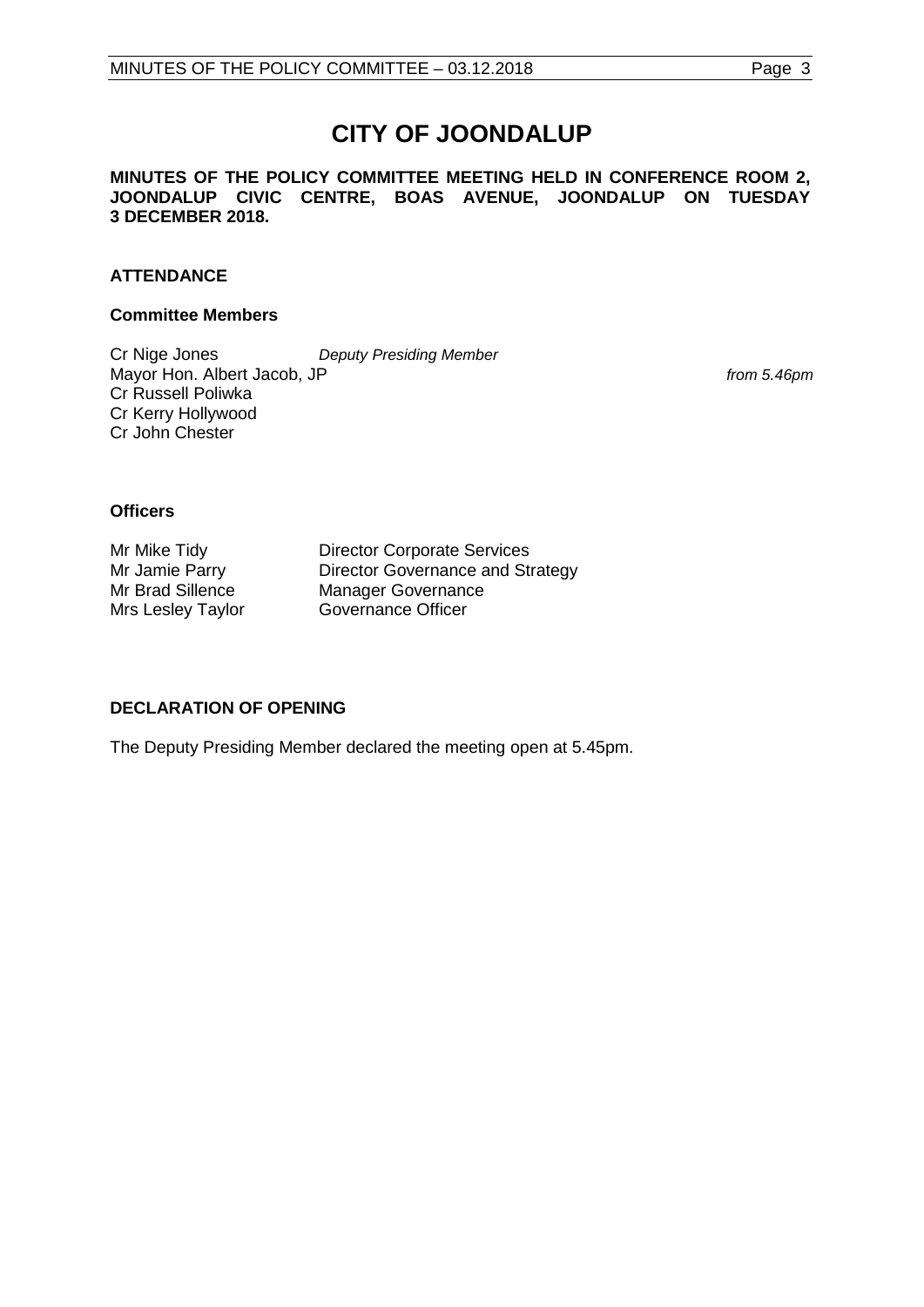# CITY OF JOONDALUP

**MINUTES OF THE POLICY COMMITTEE MEETING HELD IN CONFERENCE ROOM 2, JOONDALUP CIVIC CENTRE, BOAS AVENUE, JOONDALUP ON TUESDAY 3 DECEMBER 2018.**

## ATTENDANCE

### Committee Members

| | | |
|---|---|---|
| Cr Nige Jones | *Deputy Presiding Member* | |
| Mayor Hon. Albert Jacob, JP | | *from 5.46pm* |
| Cr Russell Poliwka | | |
| Cr Kerry Hollywood | | |
| Cr John Chester | | |

### Officers

| | |
|---|---|
| Mr Mike Tidy | Director Corporate Services |
| Mr Jamie Parry | Director Governance and Strategy |
| Mr Brad Sillence | Manager Governance |
| Mrs Lesley Taylor | Governance Officer |

## DECLARATION OF OPENING

The Deputy Presiding Member declared the meeting open at 5.45pm.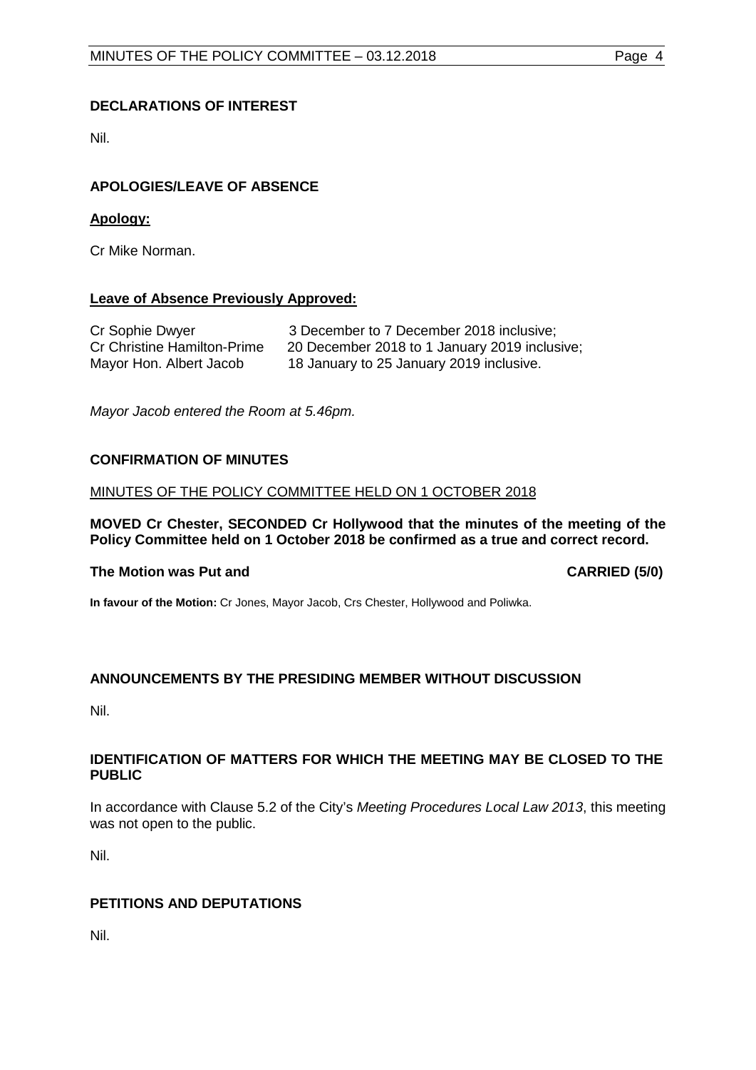## DECLARATIONS OF INTEREST

Nil.

## APOLOGIES/LEAVE OF ABSENCE

**Apology:**

Cr Mike Norman.

**Leave of Absence Previously Approved:**

| | |
|---|---|
| Cr Sophie Dwyer | 3 December to 7 December 2018 inclusive; |
| Cr Christine Hamilton-Prime | 20 December 2018 to 1 January 2019 inclusive; |
| Mayor Hon. Albert Jacob | 18 January to 25 January 2019 inclusive. |

*Mayor Jacob entered the Room at 5.46pm.*

## CONFIRMATION OF MINUTES

MINUTES OF THE POLICY COMMITTEE HELD ON 1 OCTOBER 2018

**MOVED Cr Chester, SECONDED Cr Hollywood that the minutes of the meeting of the Policy Committee held on 1 October 2018 be confirmed as a true and correct record.**

**The Motion was Put and CARRIED (5/0)**

**In favour of the Motion:** Cr Jones, Mayor Jacob, Crs Chester, Hollywood and Poliwka.

## ANNOUNCEMENTS BY THE PRESIDING MEMBER WITHOUT DISCUSSION

Nil.

## IDENTIFICATION OF MATTERS FOR WHICH THE MEETING MAY BE CLOSED TO THE PUBLIC

In accordance with Clause 5.2 of the City's *Meeting Procedures Local Law 2013*, this meeting was not open to the public.

Nil.

## PETITIONS AND DEPUTATIONS

Nil.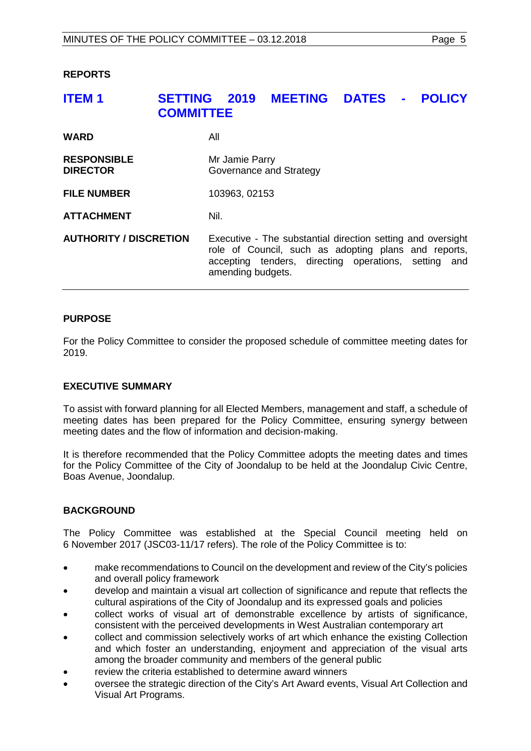## REPORTS

## ITEM 1 SETTING 2019 MEETING DATES - POLICY COMMITTEE

| | |
|---|---|
| **WARD** | All |
| **RESPONSIBLE DIRECTOR** | Mr Jamie Parry<br>Governance and Strategy |
| **FILE NUMBER** | 103963, 02153 |
| **ATTACHMENT** | Nil. |
| **AUTHORITY / DISCRETION** | Executive - The substantial direction setting and oversight role of Council, such as adopting plans and reports, accepting tenders, directing operations, setting and amending budgets. |

### PURPOSE

For the Policy Committee to consider the proposed schedule of committee meeting dates for 2019.

### EXECUTIVE SUMMARY

To assist with forward planning for all Elected Members, management and staff, a schedule of meeting dates has been prepared for the Policy Committee, ensuring synergy between meeting dates and the flow of information and decision-making.

It is therefore recommended that the Policy Committee adopts the meeting dates and times for the Policy Committee of the City of Joondalup to be held at the Joondalup Civic Centre, Boas Avenue, Joondalup.

### BACKGROUND

The Policy Committee was established at the Special Council meeting held on 6 November 2017 (JSC03-11/17 refers). The role of the Policy Committee is to:

- make recommendations to Council on the development and review of the City's policies and overall policy framework
- develop and maintain a visual art collection of significance and repute that reflects the cultural aspirations of the City of Joondalup and its expressed goals and policies
- collect works of visual art of demonstrable excellence by artists of significance, consistent with the perceived developments in West Australian contemporary art
- collect and commission selectively works of art which enhance the existing Collection and which foster an understanding, enjoyment and appreciation of the visual arts among the broader community and members of the general public
- review the criteria established to determine award winners
- oversee the strategic direction of the City's Art Award events, Visual Art Collection and Visual Art Programs.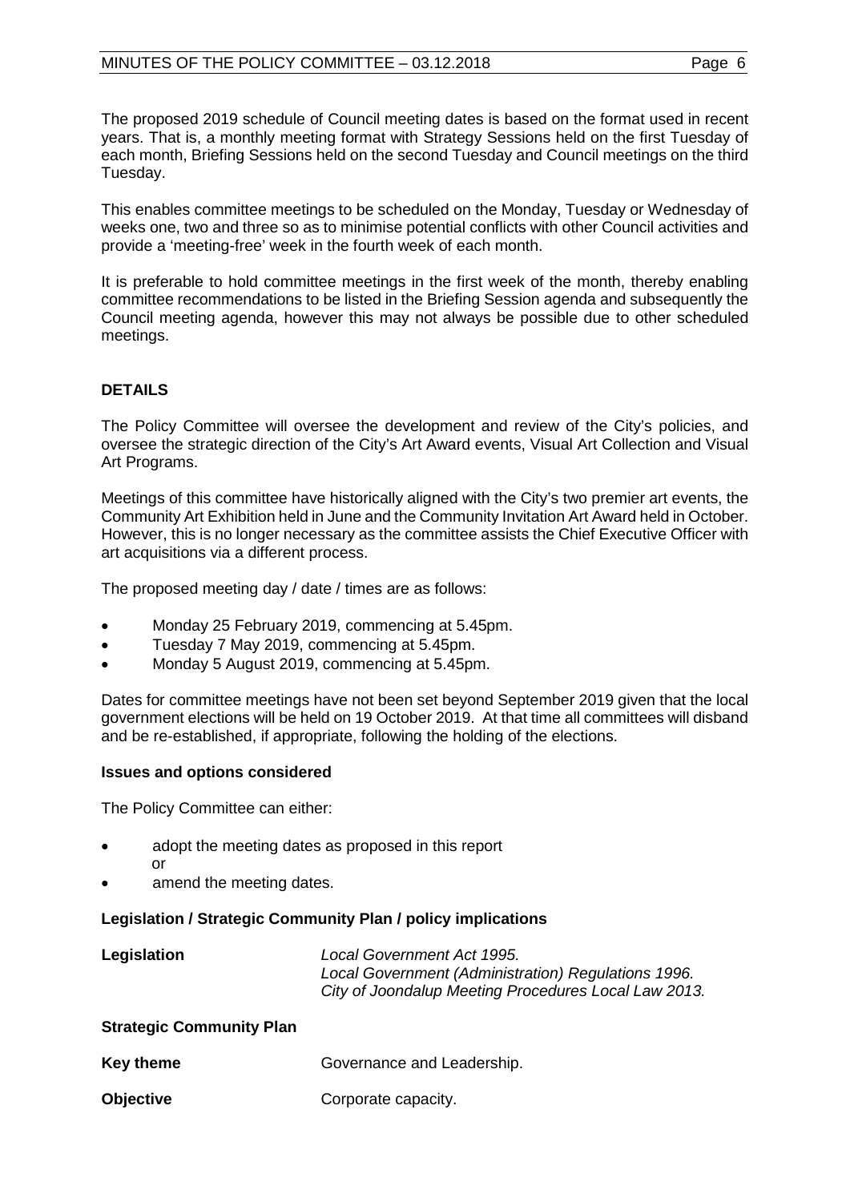The proposed 2019 schedule of Council meeting dates is based on the format used in recent years. That is, a monthly meeting format with Strategy Sessions held on the first Tuesday of each month, Briefing Sessions held on the second Tuesday and Council meetings on the third Tuesday.

This enables committee meetings to be scheduled on the Monday, Tuesday or Wednesday of weeks one, two and three so as to minimise potential conflicts with other Council activities and provide a 'meeting-free' week in the fourth week of each month.

It is preferable to hold committee meetings in the first week of the month, thereby enabling committee recommendations to be listed in the Briefing Session agenda and subsequently the Council meeting agenda, however this may not always be possible due to other scheduled meetings.

## DETAILS

The Policy Committee will oversee the development and review of the City's policies, and oversee the strategic direction of the City's Art Award events, Visual Art Collection and Visual Art Programs.

Meetings of this committee have historically aligned with the City's two premier art events, the Community Art Exhibition held in June and the Community Invitation Art Award held in October. However, this is no longer necessary as the committee assists the Chief Executive Officer with art acquisitions via a different process.

The proposed meeting day / date / times are as follows:

- Monday 25 February 2019, commencing at 5.45pm.
- Tuesday 7 May 2019, commencing at 5.45pm.
- Monday 5 August 2019, commencing at 5.45pm.

Dates for committee meetings have not been set beyond September 2019 given that the local government elections will be held on 19 October 2019. At that time all committees will disband and be re-established, if appropriate, following the holding of the elections.

### Issues and options considered

The Policy Committee can either:

- adopt the meeting dates as proposed in this report
  or
- amend the meeting dates.

### Legislation / Strategic Community Plan / policy implications

**Legislation** *Local Government Act 1995.*
*Local Government (Administration) Regulations 1996.*
*City of Joondalup Meeting Procedures Local Law 2013.*

**Strategic Community Plan**

**Key theme** Governance and Leadership.

**Objective** Corporate capacity.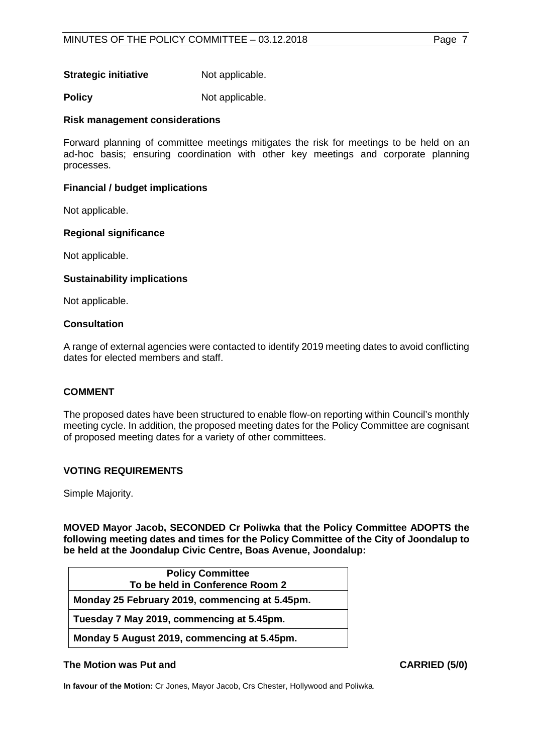**Strategic initiative** Not applicable.

**Policy** Not applicable.

**Risk management considerations**

Forward planning of committee meetings mitigates the risk for meetings to be held on an ad-hoc basis; ensuring coordination with other key meetings and corporate planning processes.

**Financial / budget implications**

Not applicable.

**Regional significance**

Not applicable.

**Sustainability implications**

Not applicable.

**Consultation**

A range of external agencies were contacted to identify 2019 meeting dates to avoid conflicting dates for elected members and staff.

## COMMENT

The proposed dates have been structured to enable flow-on reporting within Council's monthly meeting cycle. In addition, the proposed meeting dates for the Policy Committee are cognisant of proposed meeting dates for a variety of other committees.

## VOTING REQUIREMENTS

Simple Majority.

**MOVED Mayor Jacob, SECONDED Cr Poliwka that the Policy Committee ADOPTS the following meeting dates and times for the Policy Committee of the City of Joondalup to be held at the Joondalup Civic Centre, Boas Avenue, Joondalup:**

| **Policy Committee<br>To be held in Conference Room 2** |
|---|
| **Monday 25 February 2019, commencing at 5.45pm.** |
| **Tuesday 7 May 2019, commencing at 5.45pm.** |
| **Monday 5 August 2019, commencing at 5.45pm.** |

**The Motion was Put and CARRIED (5/0)**

**In favour of the Motion:** Cr Jones, Mayor Jacob, Crs Chester, Hollywood and Poliwka.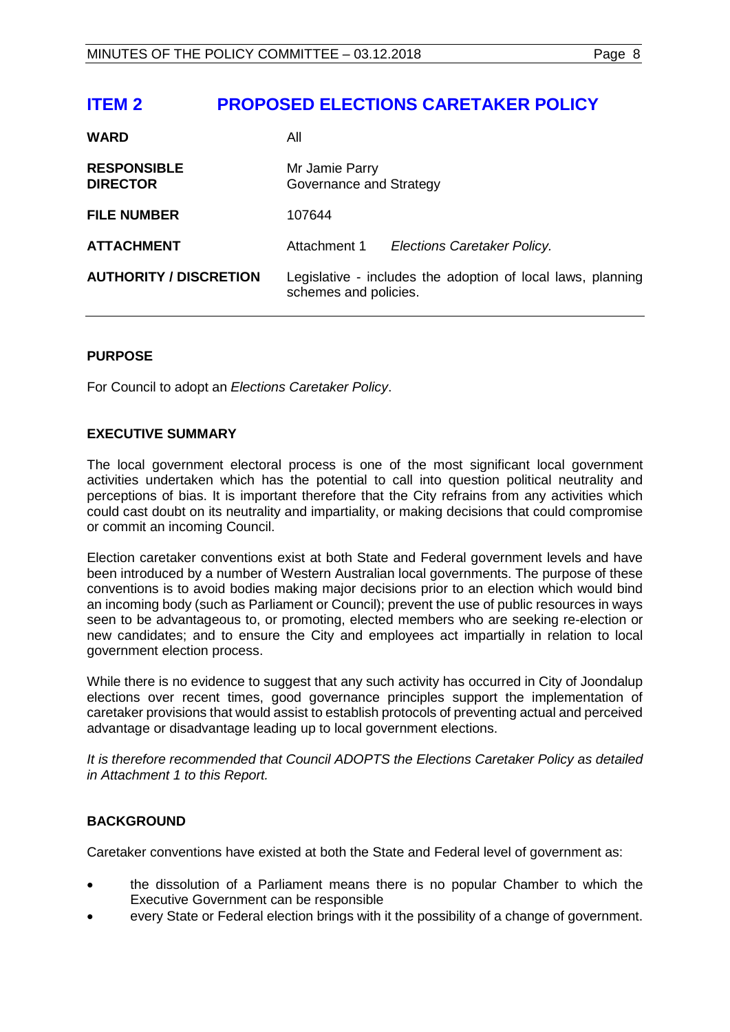# ITEM 2 PROPOSED ELECTIONS CARETAKER POLICY

| | |
|---|---|
| **WARD** | All |
| **RESPONSIBLE DIRECTOR** | Mr Jamie Parry<br>Governance and Strategy |
| **FILE NUMBER** | 107644 |
| **ATTACHMENT** | Attachment 1 *Elections Caretaker Policy.* |
| **AUTHORITY / DISCRETION** | Legislative - includes the adoption of local laws, planning schemes and policies. |

## PURPOSE

For Council to adopt an *Elections Caretaker Policy*.

## EXECUTIVE SUMMARY

The local government electoral process is one of the most significant local government activities undertaken which has the potential to call into question political neutrality and perceptions of bias. It is important therefore that the City refrains from any activities which could cast doubt on its neutrality and impartiality, or making decisions that could compromise or commit an incoming Council.

Election caretaker conventions exist at both State and Federal government levels and have been introduced by a number of Western Australian local governments. The purpose of these conventions is to avoid bodies making major decisions prior to an election which would bind an incoming body (such as Parliament or Council); prevent the use of public resources in ways seen to be advantageous to, or promoting, elected members who are seeking re-election or new candidates; and to ensure the City and employees act impartially in relation to local government election process.

While there is no evidence to suggest that any such activity has occurred in City of Joondalup elections over recent times, good governance principles support the implementation of caretaker provisions that would assist to establish protocols of preventing actual and perceived advantage or disadvantage leading up to local government elections.

*It is therefore recommended that Council ADOPTS the Elections Caretaker Policy as detailed in Attachment 1 to this Report.*

## BACKGROUND

Caretaker conventions have existed at both the State and Federal level of government as:

- the dissolution of a Parliament means there is no popular Chamber to which the Executive Government can be responsible
- every State or Federal election brings with it the possibility of a change of government.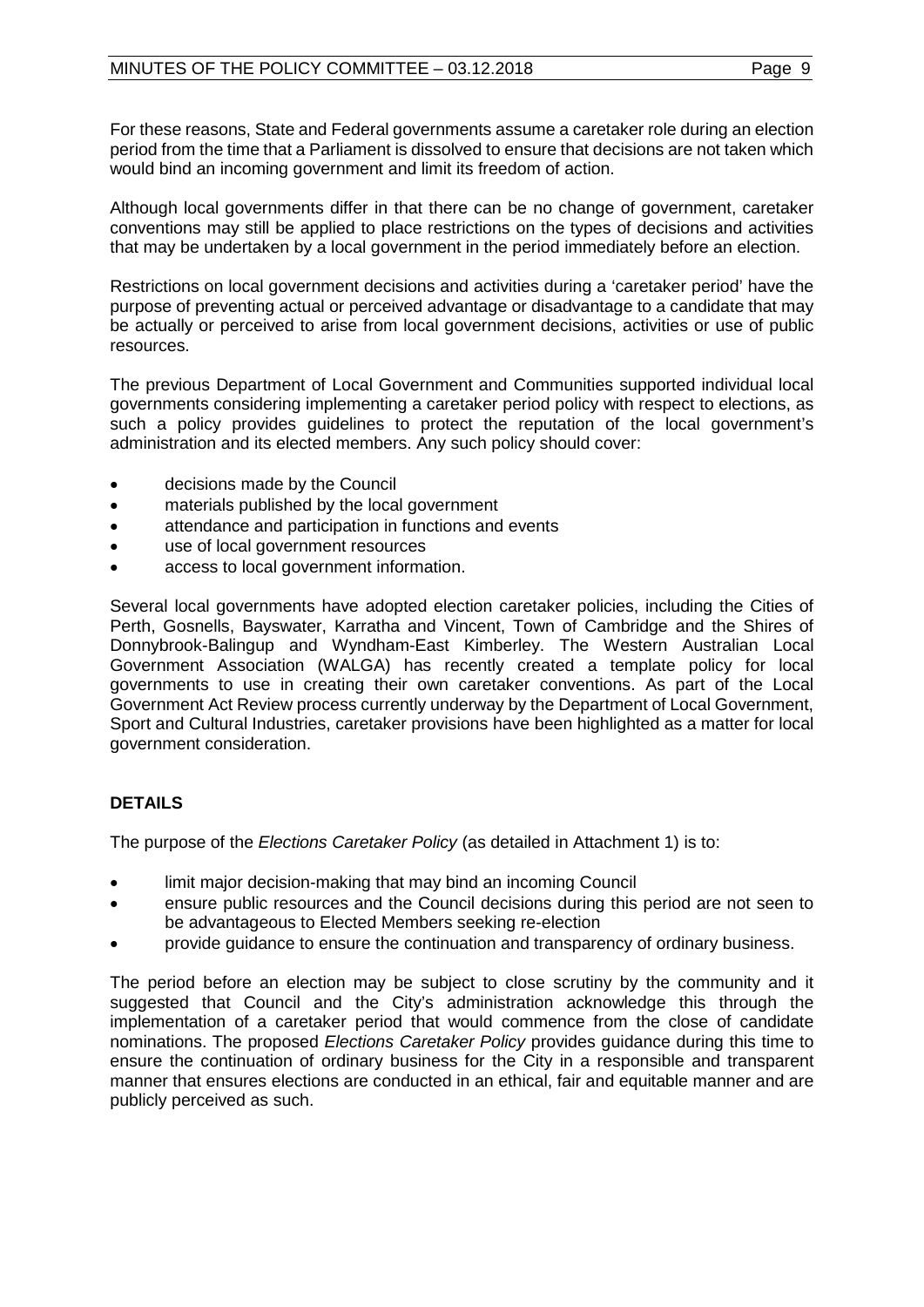For these reasons, State and Federal governments assume a caretaker role during an election period from the time that a Parliament is dissolved to ensure that decisions are not taken which would bind an incoming government and limit its freedom of action.

Although local governments differ in that there can be no change of government, caretaker conventions may still be applied to place restrictions on the types of decisions and activities that may be undertaken by a local government in the period immediately before an election.

Restrictions on local government decisions and activities during a 'caretaker period' have the purpose of preventing actual or perceived advantage or disadvantage to a candidate that may be actually or perceived to arise from local government decisions, activities or use of public resources.

The previous Department of Local Government and Communities supported individual local governments considering implementing a caretaker period policy with respect to elections, as such a policy provides guidelines to protect the reputation of the local government's administration and its elected members. Any such policy should cover:

- decisions made by the Council
- materials published by the local government
- attendance and participation in functions and events
- use of local government resources
- access to local government information.

Several local governments have adopted election caretaker policies, including the Cities of Perth, Gosnells, Bayswater, Karratha and Vincent, Town of Cambridge and the Shires of Donnybrook-Balingup and Wyndham-East Kimberley. The Western Australian Local Government Association (WALGA) has recently created a template policy for local governments to use in creating their own caretaker conventions. As part of the Local Government Act Review process currently underway by the Department of Local Government, Sport and Cultural Industries, caretaker provisions have been highlighted as a matter for local government consideration.

## DETAILS

The purpose of the *Elections Caretaker Policy* (as detailed in Attachment 1) is to:

- limit major decision-making that may bind an incoming Council
- ensure public resources and the Council decisions during this period are not seen to be advantageous to Elected Members seeking re-election
- provide guidance to ensure the continuation and transparency of ordinary business.

The period before an election may be subject to close scrutiny by the community and it suggested that Council and the City's administration acknowledge this through the implementation of a caretaker period that would commence from the close of candidate nominations. The proposed *Elections Caretaker Policy* provides guidance during this time to ensure the continuation of ordinary business for the City in a responsible and transparent manner that ensures elections are conducted in an ethical, fair and equitable manner and are publicly perceived as such.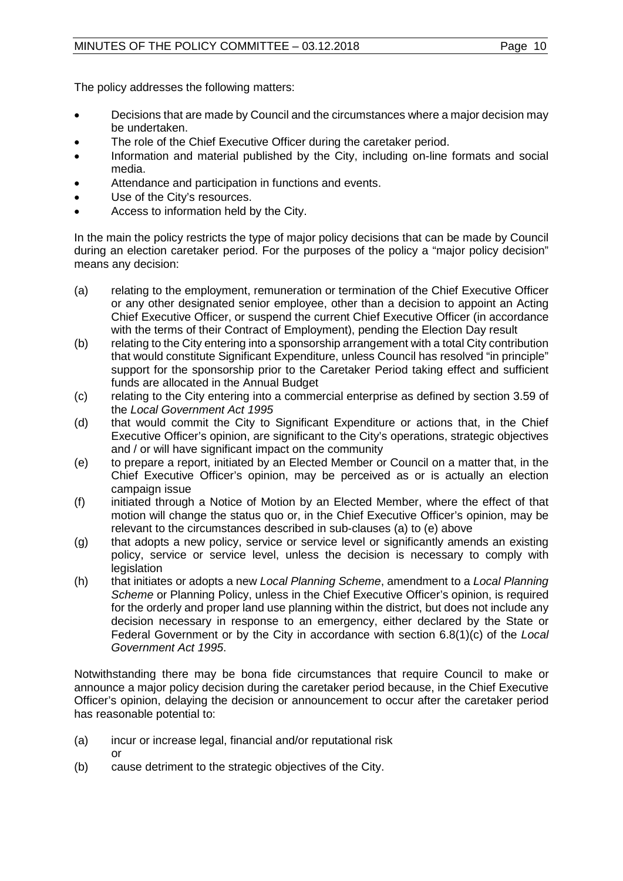The policy addresses the following matters:

- Decisions that are made by Council and the circumstances where a major decision may be undertaken.
- The role of the Chief Executive Officer during the caretaker period.
- Information and material published by the City, including on-line formats and social media.
- Attendance and participation in functions and events.
- Use of the City's resources.
- Access to information held by the City.

In the main the policy restricts the type of major policy decisions that can be made by Council during an election caretaker period. For the purposes of the policy a "major policy decision" means any decision:

(a) relating to the employment, remuneration or termination of the Chief Executive Officer or any other designated senior employee, other than a decision to appoint an Acting Chief Executive Officer, or suspend the current Chief Executive Officer (in accordance with the terms of their Contract of Employment), pending the Election Day result

(b) relating to the City entering into a sponsorship arrangement with a total City contribution that would constitute Significant Expenditure, unless Council has resolved "in principle" support for the sponsorship prior to the Caretaker Period taking effect and sufficient funds are allocated in the Annual Budget

(c) relating to the City entering into a commercial enterprise as defined by section 3.59 of the *Local Government Act 1995*

(d) that would commit the City to Significant Expenditure or actions that, in the Chief Executive Officer's opinion, are significant to the City's operations, strategic objectives and / or will have significant impact on the community

(e) to prepare a report, initiated by an Elected Member or Council on a matter that, in the Chief Executive Officer's opinion, may be perceived as or is actually an election campaign issue

(f) initiated through a Notice of Motion by an Elected Member, where the effect of that motion will change the status quo or, in the Chief Executive Officer's opinion, may be relevant to the circumstances described in sub-clauses (a) to (e) above

(g) that adopts a new policy, service or service level or significantly amends an existing policy, service or service level, unless the decision is necessary to comply with legislation

(h) that initiates or adopts a new *Local Planning Scheme*, amendment to a *Local Planning Scheme* or Planning Policy, unless in the Chief Executive Officer's opinion, is required for the orderly and proper land use planning within the district, but does not include any decision necessary in response to an emergency, either declared by the State or Federal Government or by the City in accordance with section 6.8(1)(c) of the *Local Government Act 1995*.

Notwithstanding there may be bona fide circumstances that require Council to make or announce a major policy decision during the caretaker period because, in the Chief Executive Officer's opinion, delaying the decision or announcement to occur after the caretaker period has reasonable potential to:

(a) incur or increase legal, financial and/or reputational risk
 or
(b) cause detriment to the strategic objectives of the City.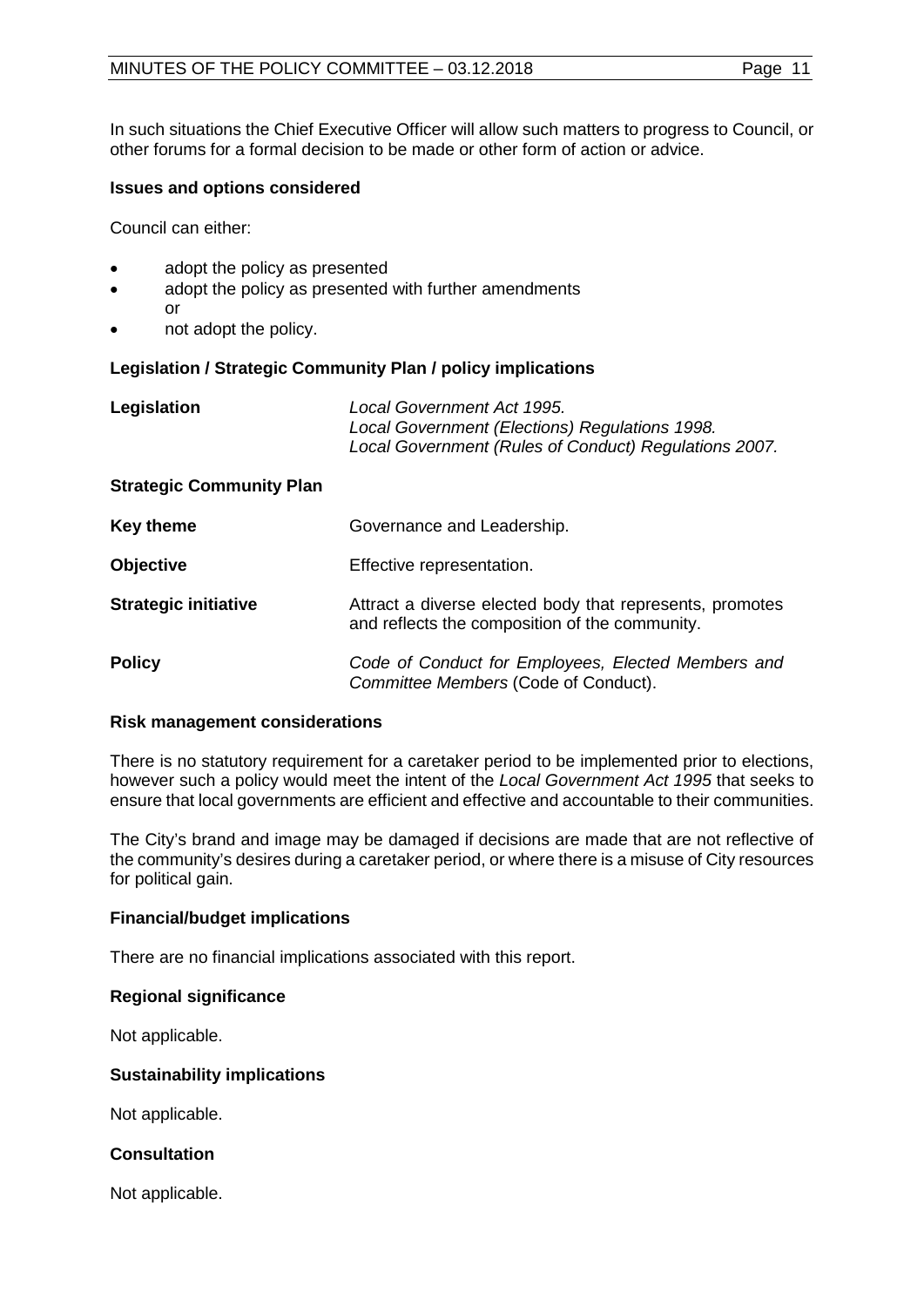In such situations the Chief Executive Officer will allow such matters to progress to Council, or other forums for a formal decision to be made or other form of action or advice.

**Issues and options considered**

Council can either:

- adopt the policy as presented
- adopt the policy as presented with further amendments
  or
- not adopt the policy.

**Legislation / Strategic Community Plan / policy implications**

**Legislation** *Local Government Act 1995.*
*Local Government (Elections) Regulations 1998.*
*Local Government (Rules of Conduct) Regulations 2007.*

**Strategic Community Plan**

**Key theme** Governance and Leadership.

**Objective** Effective representation.

**Strategic initiative** Attract a diverse elected body that represents, promotes and reflects the composition of the community.

**Policy** *Code of Conduct for Employees, Elected Members and Committee Members* (Code of Conduct).

**Risk management considerations**

There is no statutory requirement for a caretaker period to be implemented prior to elections, however such a policy would meet the intent of the *Local Government Act 1995* that seeks to ensure that local governments are efficient and effective and accountable to their communities.

The City's brand and image may be damaged if decisions are made that are not reflective of the community's desires during a caretaker period, or where there is a misuse of City resources for political gain.

**Financial/budget implications**

There are no financial implications associated with this report.

**Regional significance**

Not applicable.

**Sustainability implications**

Not applicable.

**Consultation**

Not applicable.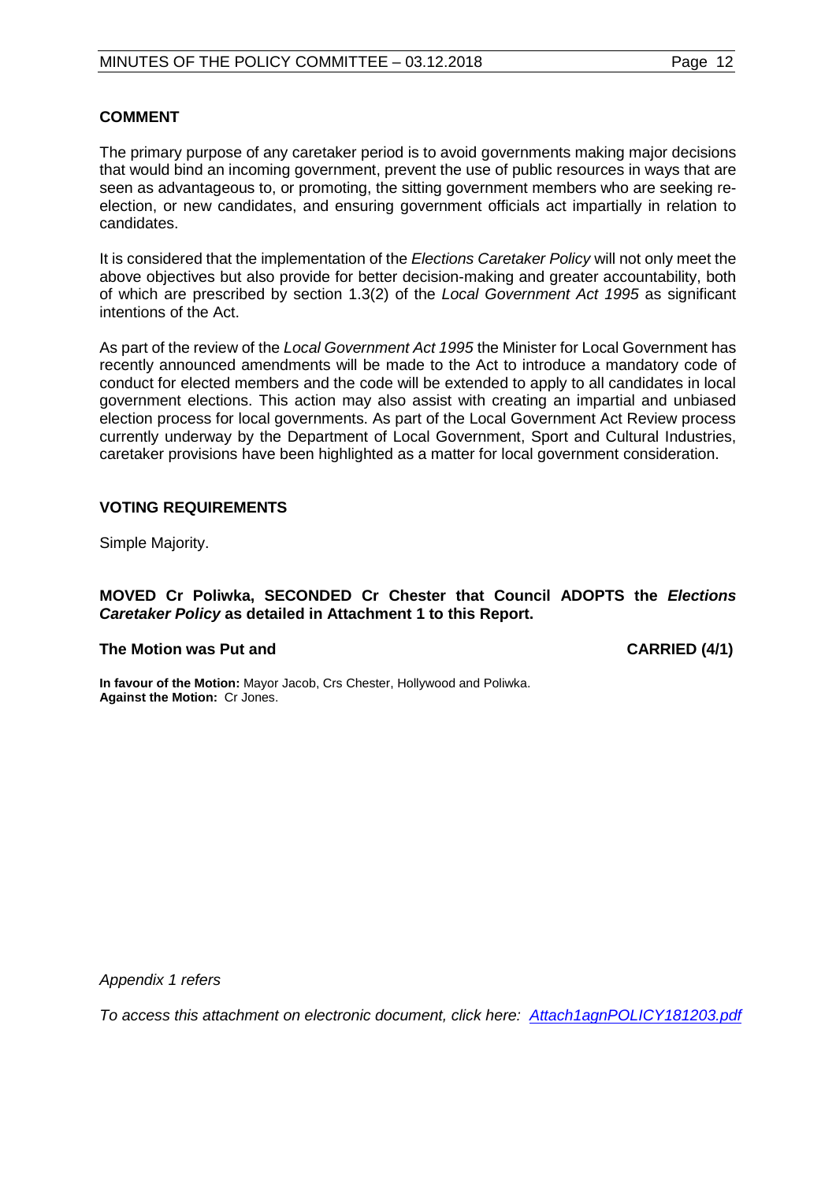### COMMENT

The primary purpose of any caretaker period is to avoid governments making major decisions that would bind an incoming government, prevent the use of public resources in ways that are seen as advantageous to, or promoting, the sitting government members who are seeking re-election, or new candidates, and ensuring government officials act impartially in relation to candidates.

It is considered that the implementation of the *Elections Caretaker Policy* will not only meet the above objectives but also provide for better decision-making and greater accountability, both of which are prescribed by section 1.3(2) of the *Local Government Act 1995* as significant intentions of the Act.

As part of the review of the *Local Government Act 1995* the Minister for Local Government has recently announced amendments will be made to the Act to introduce a mandatory code of conduct for elected members and the code will be extended to apply to all candidates in local government elections. This action may also assist with creating an impartial and unbiased election process for local governments. As part of the Local Government Act Review process currently underway by the Department of Local Government, Sport and Cultural Industries, caretaker provisions have been highlighted as a matter for local government consideration.

### VOTING REQUIREMENTS

Simple Majority.

**MOVED Cr Poliwka, SECONDED Cr Chester that Council ADOPTS the *Elections Caretaker Policy* as detailed in Attachment 1 to this Report.**

**The Motion was Put and CARRIED (4/1)**

**In favour of the Motion:** Mayor Jacob, Crs Chester, Hollywood and Poliwka.
**Against the Motion:** Cr Jones.

*Appendix 1 refers*

*To access this attachment on electronic document, click here: Attach1agnPOLICY181203.pdf*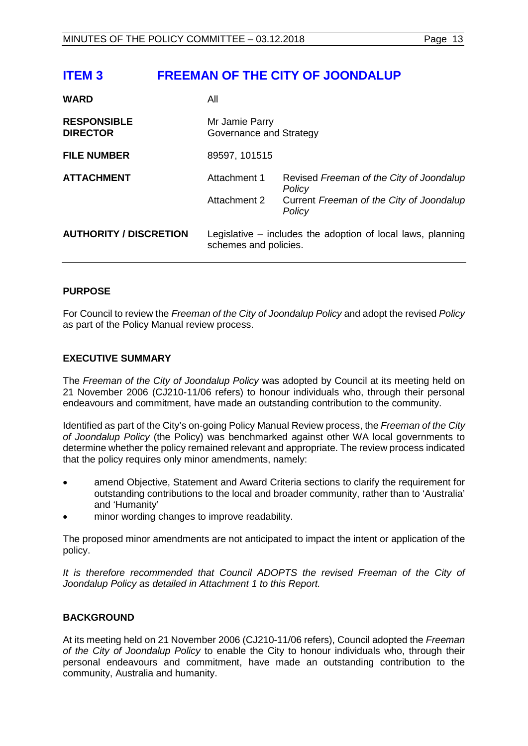# ITEM 3 FREEMAN OF THE CITY OF JOONDALUP

| | | |
|---|---|---|
| **WARD** | All | |
| **RESPONSIBLE DIRECTOR** | Mr Jamie Parry<br>Governance and Strategy | |
| **FILE NUMBER** | 89597, 101515 | |
| **ATTACHMENT** | Attachment 1 | Revised *Freeman of the City of Joondalup Policy* |
| | Attachment 2 | Current *Freeman of the City of Joondalup Policy* |
| **AUTHORITY / DISCRETION** | Legislative – includes the adoption of local laws, planning schemes and policies. | |

## PURPOSE

For Council to review the *Freeman of the City of Joondalup Policy* and adopt the revised *Policy* as part of the Policy Manual review process.

## EXECUTIVE SUMMARY

The *Freeman of the City of Joondalup Policy* was adopted by Council at its meeting held on 21 November 2006 (CJ210-11/06 refers) to honour individuals who, through their personal endeavours and commitment, have made an outstanding contribution to the community.

Identified as part of the City's on-going Policy Manual Review process, the *Freeman of the City of Joondalup Policy* (the Policy) was benchmarked against other WA local governments to determine whether the policy remained relevant and appropriate. The review process indicated that the policy requires only minor amendments, namely:

- amend Objective, Statement and Award Criteria sections to clarify the requirement for outstanding contributions to the local and broader community, rather than to 'Australia' and 'Humanity'
- minor wording changes to improve readability.

The proposed minor amendments are not anticipated to impact the intent or application of the policy.

*It is therefore recommended that Council ADOPTS the revised Freeman of the City of Joondalup Policy as detailed in Attachment 1 to this Report.*

## BACKGROUND

At its meeting held on 21 November 2006 (CJ210-11/06 refers), Council adopted the *Freeman of the City of Joondalup Policy* to enable the City to honour individuals who, through their personal endeavours and commitment, have made an outstanding contribution to the community, Australia and humanity.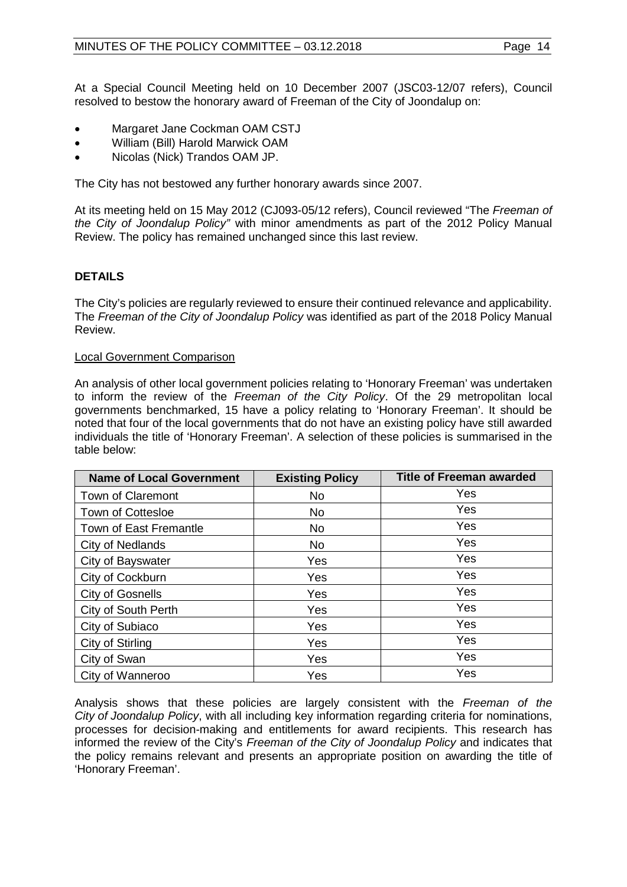At a Special Council Meeting held on 10 December 2007 (JSC03-12/07 refers), Council resolved to bestow the honorary award of Freeman of the City of Joondalup on:

- Margaret Jane Cockman OAM CSTJ
- William (Bill) Harold Marwick OAM
- Nicolas (Nick) Trandos OAM JP.

The City has not bestowed any further honorary awards since 2007.

At its meeting held on 15 May 2012 (CJ093-05/12 refers), Council reviewed "The *Freeman of the City of Joondalup Policy"* with minor amendments as part of the 2012 Policy Manual Review. The policy has remained unchanged since this last review.

## DETAILS

The City's policies are regularly reviewed to ensure their continued relevance and applicability. The *Freeman of the City of Joondalup Policy* was identified as part of the 2018 Policy Manual Review.

Local Government Comparison

An analysis of other local government policies relating to 'Honorary Freeman' was undertaken to inform the review of the *Freeman of the City Policy*. Of the 29 metropolitan local governments benchmarked, 15 have a policy relating to 'Honorary Freeman'. It should be noted that four of the local governments that do not have an existing policy have still awarded individuals the title of 'Honorary Freeman'. A selection of these policies is summarised in the table below:

| Name of Local Government | Existing Policy | Title of Freeman awarded |
|---|---|---|
| Town of Claremont | No | Yes |
| Town of Cottesloe | No | Yes |
| Town of East Fremantle | No | Yes |
| City of Nedlands | No | Yes |
| City of Bayswater | Yes | Yes |
| City of Cockburn | Yes | Yes |
| City of Gosnells | Yes | Yes |
| City of South Perth | Yes | Yes |
| City of Subiaco | Yes | Yes |
| City of Stirling | Yes | Yes |
| City of Swan | Yes | Yes |
| City of Wanneroo | Yes | Yes |

Analysis shows that these policies are largely consistent with the *Freeman of the City of Joondalup Policy*, with all including key information regarding criteria for nominations, processes for decision-making and entitlements for award recipients. This research has informed the review of the City's *Freeman of the City of Joondalup Policy* and indicates that the policy remains relevant and presents an appropriate position on awarding the title of 'Honorary Freeman'.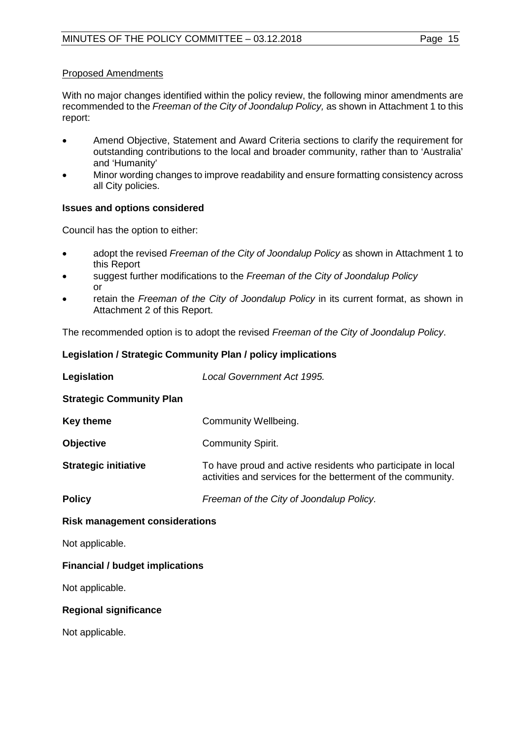Proposed Amendments

With no major changes identified within the policy review, the following minor amendments are recommended to the *Freeman of the City of Joondalup Policy,* as shown in Attachment 1 to this report:

- Amend Objective, Statement and Award Criteria sections to clarify the requirement for outstanding contributions to the local and broader community, rather than to 'Australia' and 'Humanity'
- Minor wording changes to improve readability and ensure formatting consistency across all City policies.

**Issues and options considered**

Council has the option to either:

- adopt the revised *Freeman of the City of Joondalup Policy* as shown in Attachment 1 to this Report
- suggest further modifications to the *Freeman of the City of Joondalup Policy* or
- retain the *Freeman of the City of Joondalup Policy* in its current format, as shown in Attachment 2 of this Report.

The recommended option is to adopt the revised *Freeman of the City of Joondalup Policy*.

**Legislation / Strategic Community Plan / policy implications**

| | |
|---|---|
| **Legislation** | *Local Government Act 1995.* |
| **Strategic Community Plan** | |
| **Key theme** | Community Wellbeing. |
| **Objective** | Community Spirit. |
| **Strategic initiative** | To have proud and active residents who participate in local activities and services for the betterment of the community. |
| **Policy** | *Freeman of the City of Joondalup Policy.* |

**Risk management considerations**

Not applicable.

**Financial / budget implications**

Not applicable.

**Regional significance**

Not applicable.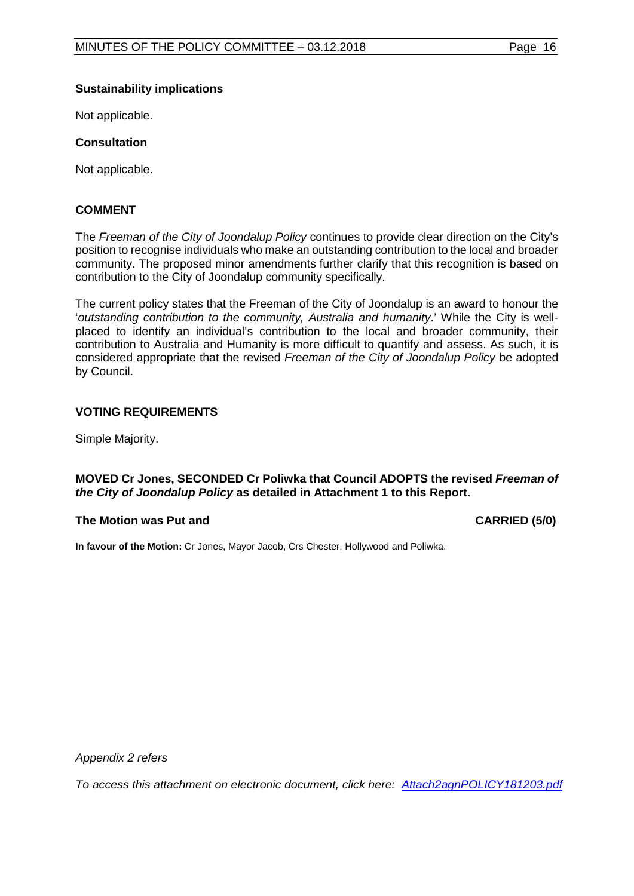**Sustainability implications**

Not applicable.

**Consultation**

Not applicable.

## COMMENT

The *Freeman of the City of Joondalup Policy* continues to provide clear direction on the City's position to recognise individuals who make an outstanding contribution to the local and broader community. The proposed minor amendments further clarify that this recognition is based on contribution to the City of Joondalup community specifically.

The current policy states that the Freeman of the City of Joondalup is an award to honour the '*outstanding contribution to the community, Australia and humanity*.' While the City is well-placed to identify an individual's contribution to the local and broader community, their contribution to Australia and Humanity is more difficult to quantify and assess. As such, it is considered appropriate that the revised *Freeman of the City of Joondalup Policy* be adopted by Council.

## VOTING REQUIREMENTS

Simple Majority.

**MOVED Cr Jones, SECONDED Cr Poliwka that Council ADOPTS the revised *Freeman of the City of Joondalup Policy* as detailed in Attachment 1 to this Report.**

**The Motion was Put and CARRIED (5/0)**

**In favour of the Motion:** Cr Jones, Mayor Jacob, Crs Chester, Hollywood and Poliwka.

*Appendix 2 refers*

*To access this attachment on electronic document, click here: Attach2agnPOLICY181203.pdf*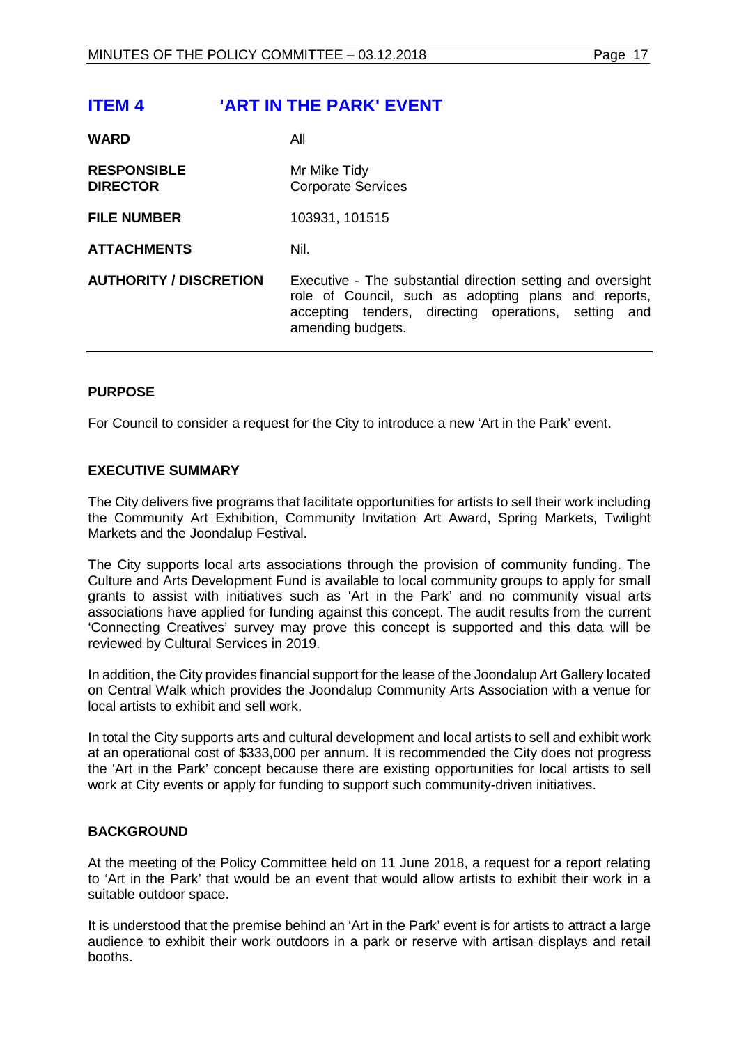# ITEM 4 'ART IN THE PARK' EVENT

| | |
|---|---|
| **WARD** | All |
| **RESPONSIBLE DIRECTOR** | Mr Mike Tidy<br>Corporate Services |
| **FILE NUMBER** | 103931, 101515 |
| **ATTACHMENTS** | Nil. |
| **AUTHORITY / DISCRETION** | Executive - The substantial direction setting and oversight role of Council, such as adopting plans and reports, accepting tenders, directing operations, setting and amending budgets. |

## PURPOSE

For Council to consider a request for the City to introduce a new 'Art in the Park' event.

## EXECUTIVE SUMMARY

The City delivers five programs that facilitate opportunities for artists to sell their work including the Community Art Exhibition, Community Invitation Art Award, Spring Markets, Twilight Markets and the Joondalup Festival.

The City supports local arts associations through the provision of community funding. The Culture and Arts Development Fund is available to local community groups to apply for small grants to assist with initiatives such as 'Art in the Park' and no community visual arts associations have applied for funding against this concept. The audit results from the current 'Connecting Creatives' survey may prove this concept is supported and this data will be reviewed by Cultural Services in 2019.

In addition, the City provides financial support for the lease of the Joondalup Art Gallery located on Central Walk which provides the Joondalup Community Arts Association with a venue for local artists to exhibit and sell work.

In total the City supports arts and cultural development and local artists to sell and exhibit work at an operational cost of $333,000 per annum. It is recommended the City does not progress the 'Art in the Park' concept because there are existing opportunities for local artists to sell work at City events or apply for funding to support such community-driven initiatives.

## BACKGROUND

At the meeting of the Policy Committee held on 11 June 2018, a request for a report relating to 'Art in the Park' that would be an event that would allow artists to exhibit their work in a suitable outdoor space.

It is understood that the premise behind an 'Art in the Park' event is for artists to attract a large audience to exhibit their work outdoors in a park or reserve with artisan displays and retail booths.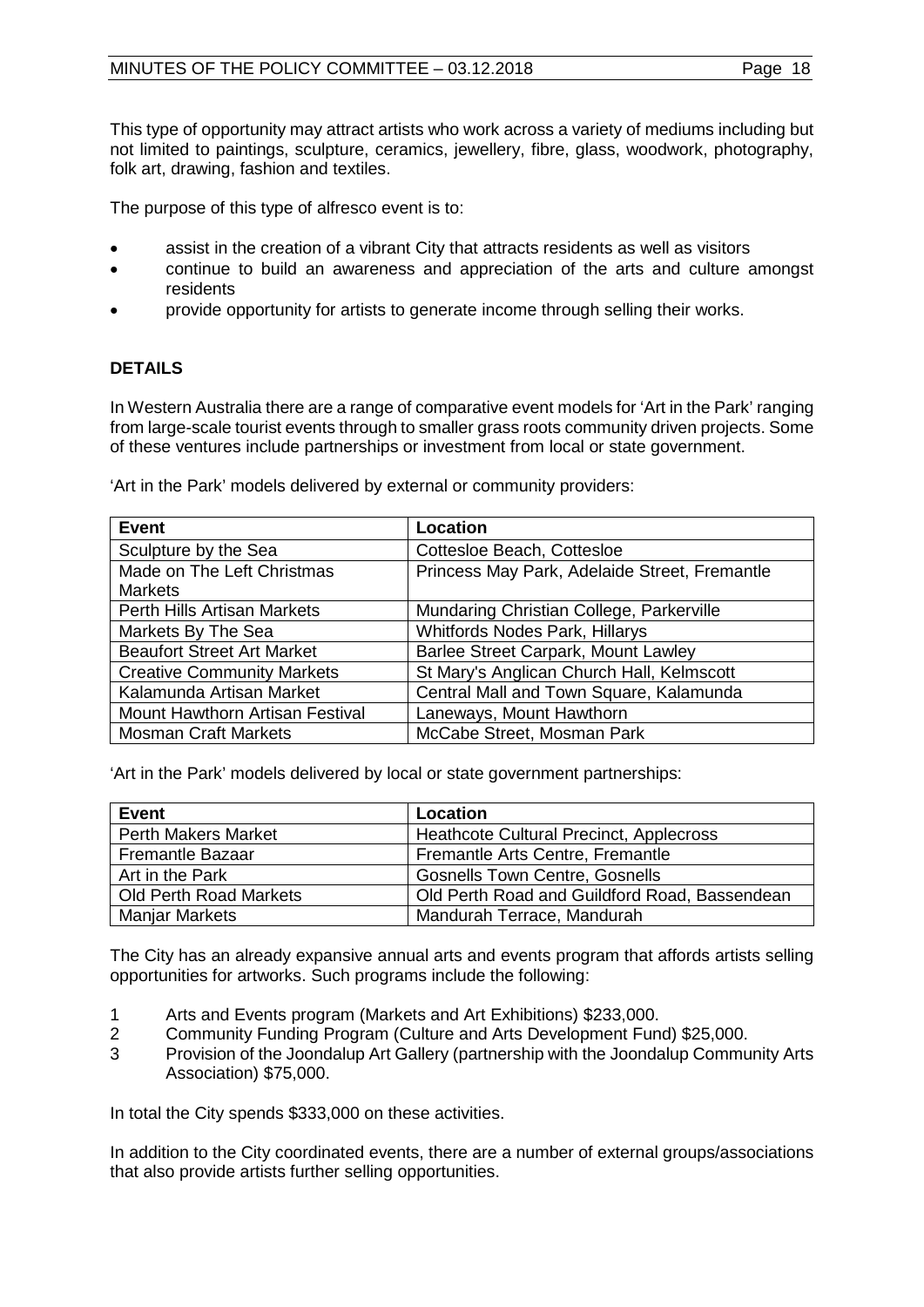This type of opportunity may attract artists who work across a variety of mediums including but not limited to paintings, sculpture, ceramics, jewellery, fibre, glass, woodwork, photography, folk art, drawing, fashion and textiles.

The purpose of this type of alfresco event is to:

- assist in the creation of a vibrant City that attracts residents as well as visitors
- continue to build an awareness and appreciation of the arts and culture amongst residents
- provide opportunity for artists to generate income through selling their works.

**DETAILS**

In Western Australia there are a range of comparative event models for 'Art in the Park' ranging from large-scale tourist events through to smaller grass roots community driven projects. Some of these ventures include partnerships or investment from local or state government.

'Art in the Park' models delivered by external or community providers:

| Event | Location |
|---|---|
| Sculpture by the Sea | Cottesloe Beach, Cottesloe |
| Made on The Left Christmas Markets | Princess May Park, Adelaide Street, Fremantle |
| Perth Hills Artisan Markets | Mundaring Christian College, Parkerville |
| Markets By The Sea | Whitfords Nodes Park, Hillarys |
| Beaufort Street Art Market | Barlee Street Carpark, Mount Lawley |
| Creative Community Markets | St Mary's Anglican Church Hall, Kelmscott |
| Kalamunda Artisan Market | Central Mall and Town Square, Kalamunda |
| Mount Hawthorn Artisan Festival | Laneways, Mount Hawthorn |
| Mosman Craft Markets | McCabe Street, Mosman Park |

'Art in the Park' models delivered by local or state government partnerships:

| Event | Location |
|---|---|
| Perth Makers Market | Heathcote Cultural Precinct, Applecross |
| Fremantle Bazaar | Fremantle Arts Centre, Fremantle |
| Art in the Park | Gosnells Town Centre, Gosnells |
| Old Perth Road Markets | Old Perth Road and Guildford Road, Bassendean |
| Manjar Markets | Mandurah Terrace, Mandurah |

The City has an already expansive annual arts and events program that affords artists selling opportunities for artworks. Such programs include the following:

1. Arts and Events program (Markets and Art Exhibitions) $233,000.
2. Community Funding Program (Culture and Arts Development Fund) $25,000.
3. Provision of the Joondalup Art Gallery (partnership with the Joondalup Community Arts Association) $75,000.

In total the City spends $333,000 on these activities.

In addition to the City coordinated events, there are a number of external groups/associations that also provide artists further selling opportunities.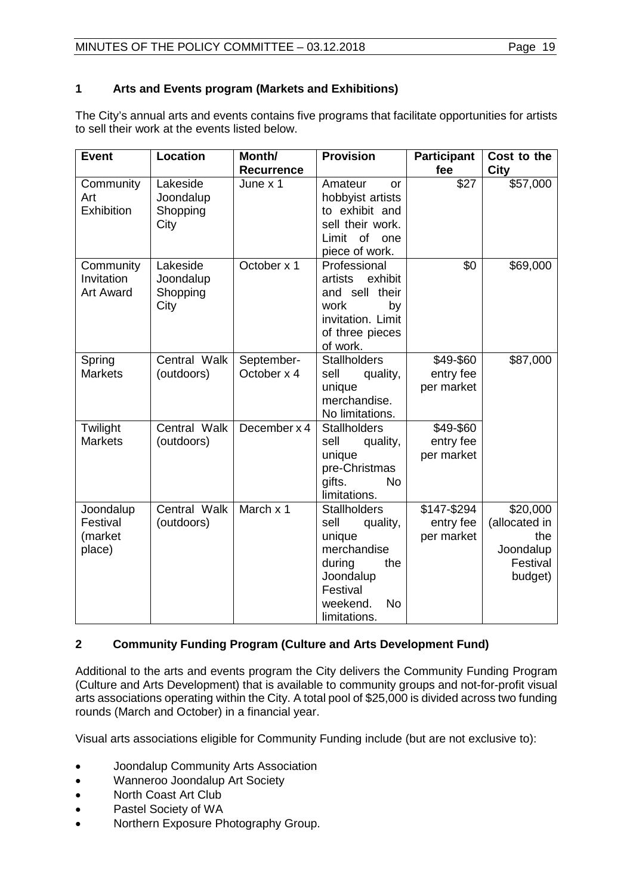## 1 Arts and Events program (Markets and Exhibitions)

The City's annual arts and events contains five programs that facilitate opportunities for artists to sell their work at the events listed below.

| Event | Location | Month/ Recurrence | Provision | Participant fee | Cost to the City |
|---|---|---|---|---|---|
| Community Art Exhibition | Lakeside Joondalup Shopping City | June x 1 | Amateur or hobbyist artists to exhibit and sell their work. Limit of one piece of work. | $27 | $57,000 |
| Community Invitation Art Award | Lakeside Joondalup Shopping City | October x 1 | Professional artists exhibit and sell their work by invitation. Limit of three pieces of work. | $0 | $69,000 |
| Spring Markets | Central Walk (outdoors) | September-October x 4 | Stallholders sell quality, unique merchandise. No limitations. | $49-$60 entry fee per market | $87,000 |
| Twilight Markets | Central Walk (outdoors) | December x 4 | Stallholders sell quality, unique pre-Christmas gifts. No limitations. | $49-$60 entry fee per market | |
| Joondalup Festival (market place) | Central Walk (outdoors) | March x 1 | Stallholders sell quality, unique merchandise during the Joondalup Festival weekend. No limitations. | $147-$294 entry fee per market | $20,000 (allocated in the Joondalup Festival budget) |

## 2 Community Funding Program (Culture and Arts Development Fund)

Additional to the arts and events program the City delivers the Community Funding Program (Culture and Arts Development) that is available to community groups and not-for-profit visual arts associations operating within the City. A total pool of $25,000 is divided across two funding rounds (March and October) in a financial year.

Visual arts associations eligible for Community Funding include (but are not exclusive to):

- Joondalup Community Arts Association
- Wanneroo Joondalup Art Society
- North Coast Art Club
- Pastel Society of WA
- Northern Exposure Photography Group.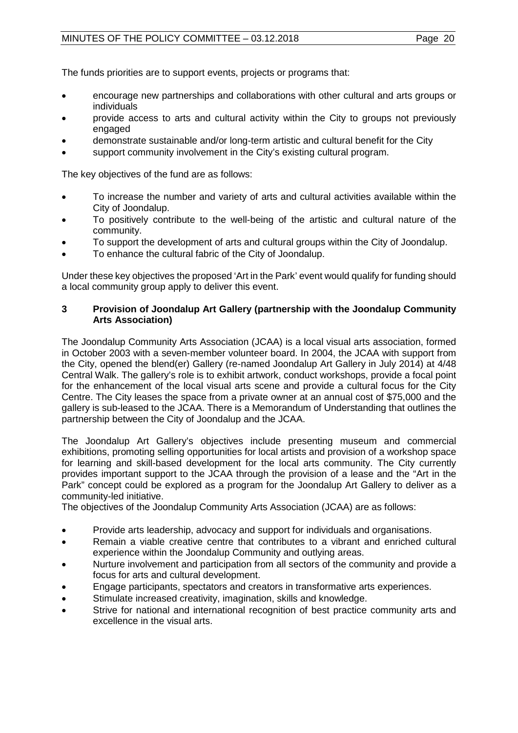The funds priorities are to support events, projects or programs that:

- encourage new partnerships and collaborations with other cultural and arts groups or individuals
- provide access to arts and cultural activity within the City to groups not previously engaged
- demonstrate sustainable and/or long-term artistic and cultural benefit for the City
- support community involvement in the City's existing cultural program.

The key objectives of the fund are as follows:

- To increase the number and variety of arts and cultural activities available within the City of Joondalup.
- To positively contribute to the well-being of the artistic and cultural nature of the community.
- To support the development of arts and cultural groups within the City of Joondalup.
- To enhance the cultural fabric of the City of Joondalup.

Under these key objectives the proposed 'Art in the Park' event would qualify for funding should a local community group apply to deliver this event.

### 3 Provision of Joondalup Art Gallery (partnership with the Joondalup Community Arts Association)

The Joondalup Community Arts Association (JCAA) is a local visual arts association, formed in October 2003 with a seven-member volunteer board. In 2004, the JCAA with support from the City, opened the blend(er) Gallery (re-named Joondalup Art Gallery in July 2014) at 4/48 Central Walk. The gallery's role is to exhibit artwork, conduct workshops, provide a focal point for the enhancement of the local visual arts scene and provide a cultural focus for the City Centre. The City leases the space from a private owner at an annual cost of $75,000 and the gallery is sub-leased to the JCAA. There is a Memorandum of Understanding that outlines the partnership between the City of Joondalup and the JCAA.

The Joondalup Art Gallery's objectives include presenting museum and commercial exhibitions, promoting selling opportunities for local artists and provision of a workshop space for learning and skill-based development for the local arts community. The City currently provides important support to the JCAA through the provision of a lease and the "Art in the Park" concept could be explored as a program for the Joondalup Art Gallery to deliver as a community-led initiative.

The objectives of the Joondalup Community Arts Association (JCAA) are as follows:

- Provide arts leadership, advocacy and support for individuals and organisations.
- Remain a viable creative centre that contributes to a vibrant and enriched cultural experience within the Joondalup Community and outlying areas.
- Nurture involvement and participation from all sectors of the community and provide a focus for arts and cultural development.
- Engage participants, spectators and creators in transformative arts experiences.
- Stimulate increased creativity, imagination, skills and knowledge.
- Strive for national and international recognition of best practice community arts and excellence in the visual arts.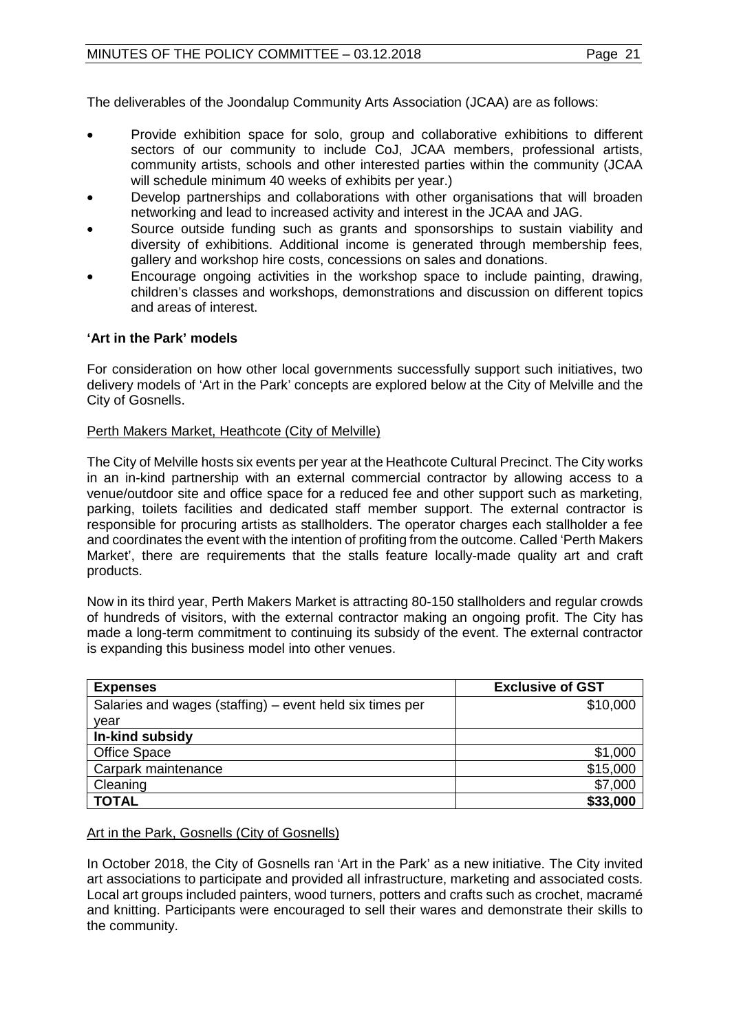The deliverables of the Joondalup Community Arts Association (JCAA) are as follows:

- Provide exhibition space for solo, group and collaborative exhibitions to different sectors of our community to include CoJ, JCAA members, professional artists, community artists, schools and other interested parties within the community (JCAA will schedule minimum 40 weeks of exhibits per year.)
- Develop partnerships and collaborations with other organisations that will broaden networking and lead to increased activity and interest in the JCAA and JAG.
- Source outside funding such as grants and sponsorships to sustain viability and diversity of exhibitions. Additional income is generated through membership fees, gallery and workshop hire costs, concessions on sales and donations.
- Encourage ongoing activities in the workshop space to include painting, drawing, children's classes and workshops, demonstrations and discussion on different topics and areas of interest.

**'Art in the Park' models**

For consideration on how other local governments successfully support such initiatives, two delivery models of 'Art in the Park' concepts are explored below at the City of Melville and the City of Gosnells.

<u>Perth Makers Market, Heathcote (City of Melville)</u>

The City of Melville hosts six events per year at the Heathcote Cultural Precinct. The City works in an in-kind partnership with an external commercial contractor by allowing access to a venue/outdoor site and office space for a reduced fee and other support such as marketing, parking, toilets facilities and dedicated staff member support. The external contractor is responsible for procuring artists as stallholders. The operator charges each stallholder a fee and coordinates the event with the intention of profiting from the outcome. Called 'Perth Makers Market', there are requirements that the stalls feature locally-made quality art and craft products.

Now in its third year, Perth Makers Market is attracting 80-150 stallholders and regular crowds of hundreds of visitors, with the external contractor making an ongoing profit. The City has made a long-term commitment to continuing its subsidy of the event. The external contractor is expanding this business model into other venues.

| **Expenses** | **Exclusive of GST** |
|---|---|
| Salaries and wages (staffing) – event held six times per year | $10,000 |
| **In-kind subsidy** | |
| Office Space | $1,000 |
| Carpark maintenance | $15,000 |
| Cleaning | $7,000 |
| **TOTAL** | **$33,000** |

<u>Art in the Park, Gosnells (City of Gosnells)</u>

In October 2018, the City of Gosnells ran 'Art in the Park' as a new initiative. The City invited art associations to participate and provided all infrastructure, marketing and associated costs. Local art groups included painters, wood turners, potters and crafts such as crochet, macramé and knitting. Participants were encouraged to sell their wares and demonstrate their skills to the community.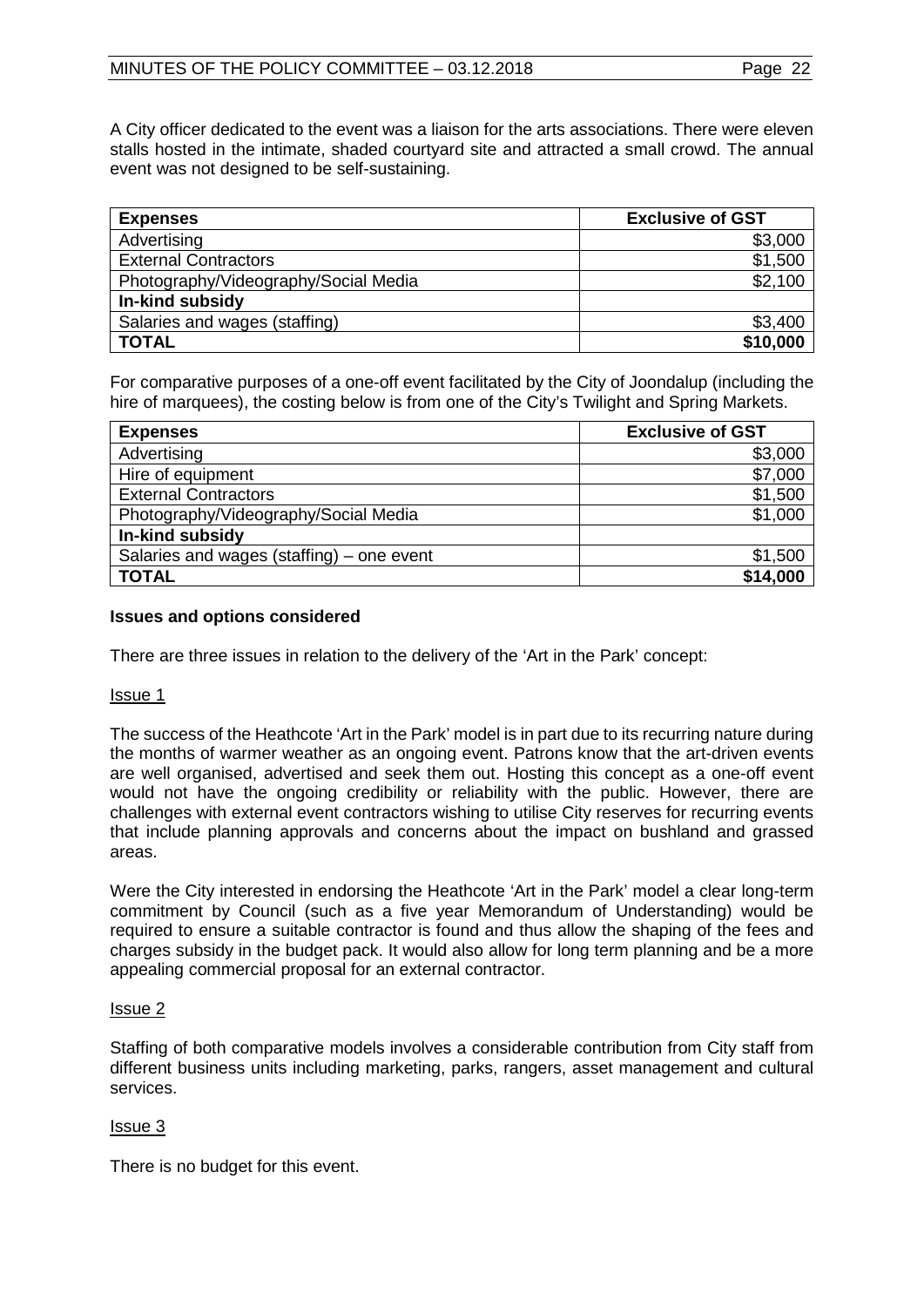A City officer dedicated to the event was a liaison for the arts associations. There were eleven stalls hosted in the intimate, shaded courtyard site and attracted a small crowd. The annual event was not designed to be self-sustaining.

| **Expenses** | **Exclusive of GST** |
|---|---:|
| Advertising | $3,000 |
| External Contractors | $1,500 |
| Photography/Videography/Social Media | $2,100 |
| **In-kind subsidy** | |
| Salaries and wages (staffing) | $3,400 |
| **TOTAL** | **$10,000** |

For comparative purposes of a one-off event facilitated by the City of Joondalup (including the hire of marquees), the costing below is from one of the City's Twilight and Spring Markets.

| **Expenses** | **Exclusive of GST** |
|---|---:|
| Advertising | $3,000 |
| Hire of equipment | $7,000 |
| External Contractors | $1,500 |
| Photography/Videography/Social Media | $1,000 |
| **In-kind subsidy** | |
| Salaries and wages (staffing) – one event | $1,500 |
| **TOTAL** | **$14,000** |

**Issues and options considered**

There are three issues in relation to the delivery of the 'Art in the Park' concept:

<u>Issue 1</u>

The success of the Heathcote 'Art in the Park' model is in part due to its recurring nature during the months of warmer weather as an ongoing event. Patrons know that the art-driven events are well organised, advertised and seek them out. Hosting this concept as a one-off event would not have the ongoing credibility or reliability with the public. However, there are challenges with external event contractors wishing to utilise City reserves for recurring events that include planning approvals and concerns about the impact on bushland and grassed areas.

Were the City interested in endorsing the Heathcote 'Art in the Park' model a clear long-term commitment by Council (such as a five year Memorandum of Understanding) would be required to ensure a suitable contractor is found and thus allow the shaping of the fees and charges subsidy in the budget pack. It would also allow for long term planning and be a more appealing commercial proposal for an external contractor.

<u>Issue 2</u>

Staffing of both comparative models involves a considerable contribution from City staff from different business units including marketing, parks, rangers, asset management and cultural services.

<u>Issue 3</u>

There is no budget for this event.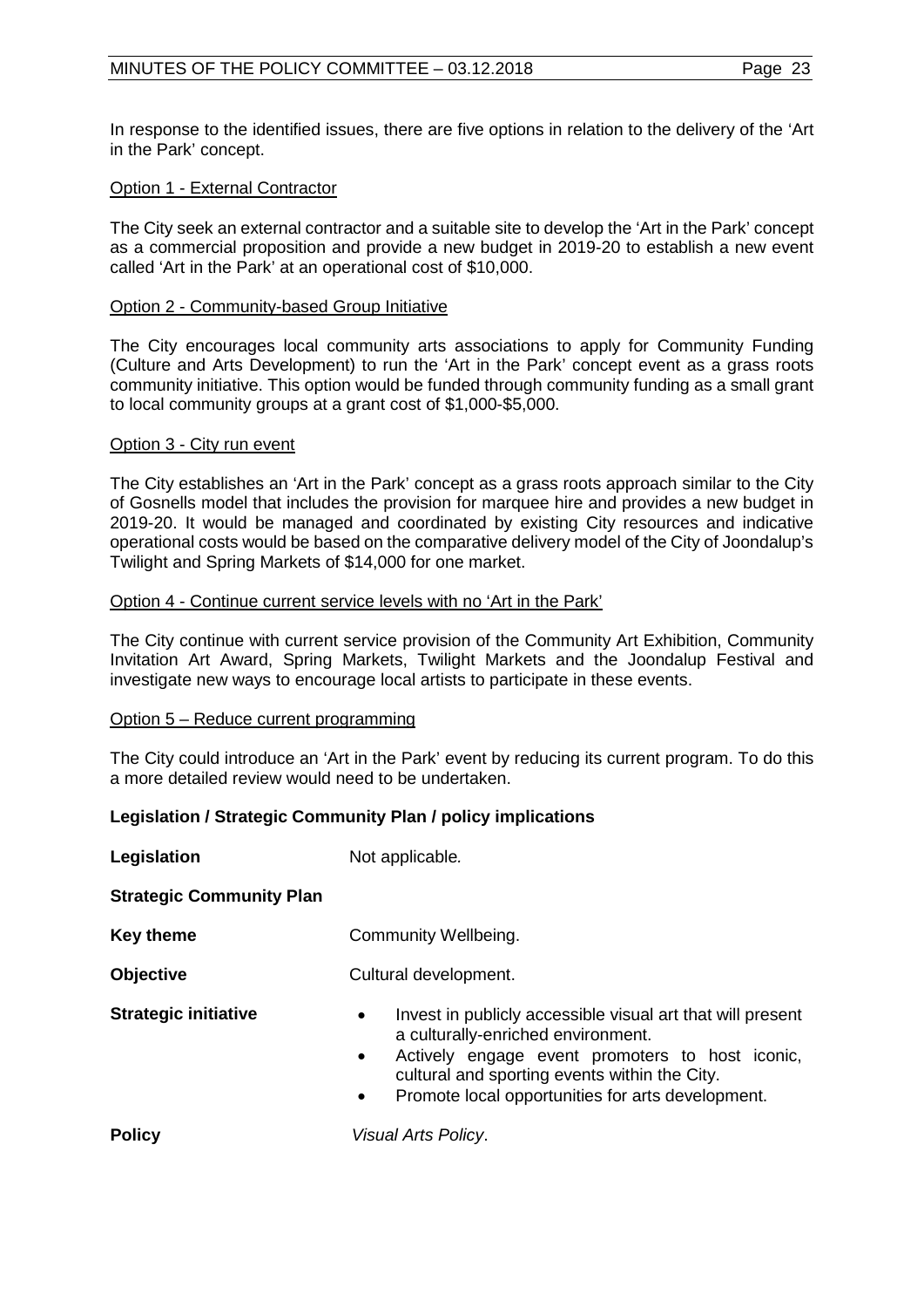In response to the identified issues, there are five options in relation to the delivery of the 'Art in the Park' concept.

Option 1 - External Contractor

The City seek an external contractor and a suitable site to develop the 'Art in the Park' concept as a commercial proposition and provide a new budget in 2019-20 to establish a new event called 'Art in the Park' at an operational cost of $10,000.

Option 2 - Community-based Group Initiative

The City encourages local community arts associations to apply for Community Funding (Culture and Arts Development) to run the 'Art in the Park' concept event as a grass roots community initiative. This option would be funded through community funding as a small grant to local community groups at a grant cost of $1,000-$5,000.

Option 3 - City run event

The City establishes an 'Art in the Park' concept as a grass roots approach similar to the City of Gosnells model that includes the provision for marquee hire and provides a new budget in 2019-20. It would be managed and coordinated by existing City resources and indicative operational costs would be based on the comparative delivery model of the City of Joondalup's Twilight and Spring Markets of $14,000 for one market.

Option 4 - Continue current service levels with no 'Art in the Park'

The City continue with current service provision of the Community Art Exhibition, Community Invitation Art Award, Spring Markets, Twilight Markets and the Joondalup Festival and investigate new ways to encourage local artists to participate in these events.

Option 5 – Reduce current programming

The City could introduce an 'Art in the Park' event by reducing its current program. To do this a more detailed review would need to be undertaken.

**Legislation / Strategic Community Plan / policy implications**

**Legislation** Not applicable.

**Strategic Community Plan**

**Key theme** Community Wellbeing.

**Objective** Cultural development.

**Strategic initiative**

- Invest in publicly accessible visual art that will present a culturally-enriched environment.
- Actively engage event promoters to host iconic, cultural and sporting events within the City.
- Promote local opportunities for arts development.

**Policy** *Visual Arts Policy*.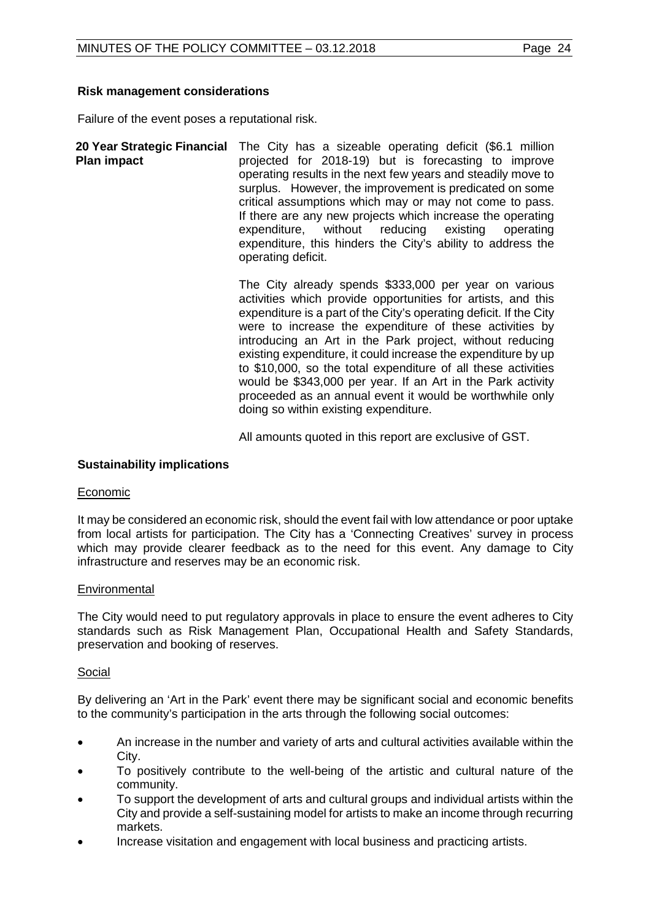**Risk management considerations**

Failure of the event poses a reputational risk.

**20 Year Strategic Financial Plan impact**

The City has a sizeable operating deficit ($6.1 million projected for 2018-19) but is forecasting to improve operating results in the next few years and steadily move to surplus. However, the improvement is predicated on some critical assumptions which may or may not come to pass. If there are any new projects which increase the operating expenditure, without reducing existing operating expenditure, this hinders the City's ability to address the operating deficit.

The City already spends $333,000 per year on various activities which provide opportunities for artists, and this expenditure is a part of the City's operating deficit. If the City were to increase the expenditure of these activities by introducing an Art in the Park project, without reducing existing expenditure, it could increase the expenditure by up to $10,000, so the total expenditure of all these activities would be $343,000 per year. If an Art in the Park activity proceeded as an annual event it would be worthwhile only doing so within existing expenditure.

All amounts quoted in this report are exclusive of GST.

**Sustainability implications**

Economic

It may be considered an economic risk, should the event fail with low attendance or poor uptake from local artists for participation. The City has a 'Connecting Creatives' survey in process which may provide clearer feedback as to the need for this event. Any damage to City infrastructure and reserves may be an economic risk.

Environmental

The City would need to put regulatory approvals in place to ensure the event adheres to City standards such as Risk Management Plan, Occupational Health and Safety Standards, preservation and booking of reserves.

Social

By delivering an 'Art in the Park' event there may be significant social and economic benefits to the community's participation in the arts through the following social outcomes:

- An increase in the number and variety of arts and cultural activities available within the City.
- To positively contribute to the well-being of the artistic and cultural nature of the community.
- To support the development of arts and cultural groups and individual artists within the City and provide a self-sustaining model for artists to make an income through recurring markets.
- Increase visitation and engagement with local business and practicing artists.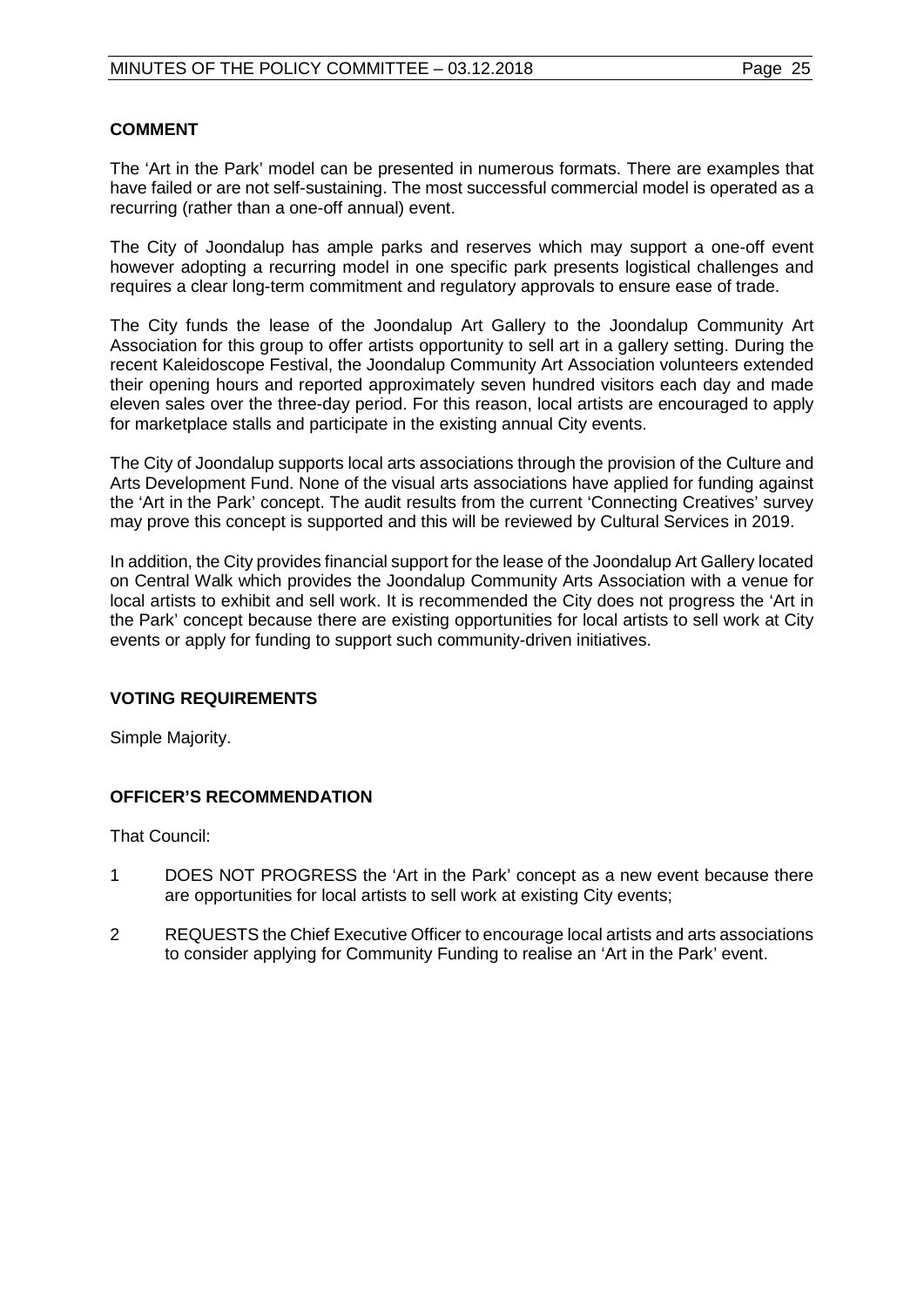### COMMENT

The 'Art in the Park' model can be presented in numerous formats. There are examples that have failed or are not self-sustaining. The most successful commercial model is operated as a recurring (rather than a one-off annual) event.

The City of Joondalup has ample parks and reserves which may support a one-off event however adopting a recurring model in one specific park presents logistical challenges and requires a clear long-term commitment and regulatory approvals to ensure ease of trade.

The City funds the lease of the Joondalup Art Gallery to the Joondalup Community Art Association for this group to offer artists opportunity to sell art in a gallery setting. During the recent Kaleidoscope Festival, the Joondalup Community Art Association volunteers extended their opening hours and reported approximately seven hundred visitors each day and made eleven sales over the three-day period. For this reason, local artists are encouraged to apply for marketplace stalls and participate in the existing annual City events.

The City of Joondalup supports local arts associations through the provision of the Culture and Arts Development Fund. None of the visual arts associations have applied for funding against the 'Art in the Park' concept. The audit results from the current 'Connecting Creatives' survey may prove this concept is supported and this will be reviewed by Cultural Services in 2019.

In addition, the City provides financial support for the lease of the Joondalup Art Gallery located on Central Walk which provides the Joondalup Community Arts Association with a venue for local artists to exhibit and sell work. It is recommended the City does not progress the 'Art in the Park' concept because there are existing opportunities for local artists to sell work at City events or apply for funding to support such community-driven initiatives.

### VOTING REQUIREMENTS

Simple Majority.

### OFFICER'S RECOMMENDATION

That Council:

1 DOES NOT PROGRESS the 'Art in the Park' concept as a new event because there are opportunities for local artists to sell work at existing City events;

2 REQUESTS the Chief Executive Officer to encourage local artists and arts associations to consider applying for Community Funding to realise an 'Art in the Park' event.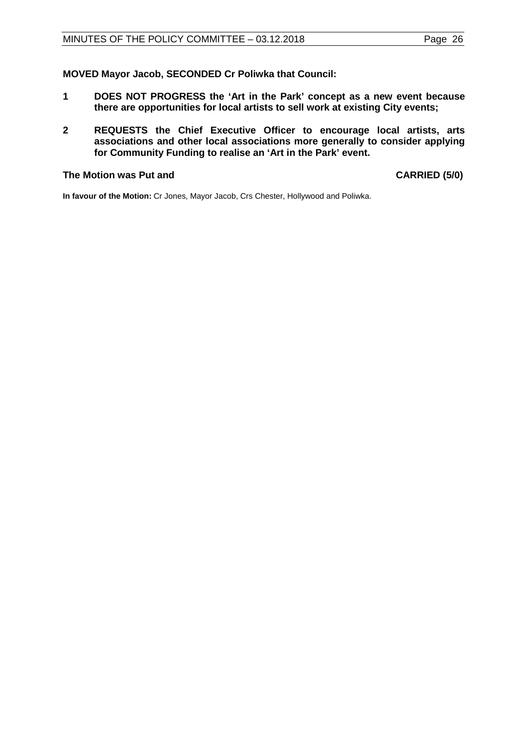**MOVED Mayor Jacob, SECONDED Cr Poliwka that Council:**

1. **DOES NOT PROGRESS the 'Art in the Park' concept as a new event because there are opportunities for local artists to sell work at existing City events;**
2. **REQUESTS the Chief Executive Officer to encourage local artists, arts associations and other local associations more generally to consider applying for Community Funding to realise an 'Art in the Park' event.**

**The Motion was Put and CARRIED (5/0)**

**In favour of the Motion:** Cr Jones, Mayor Jacob, Crs Chester, Hollywood and Poliwka.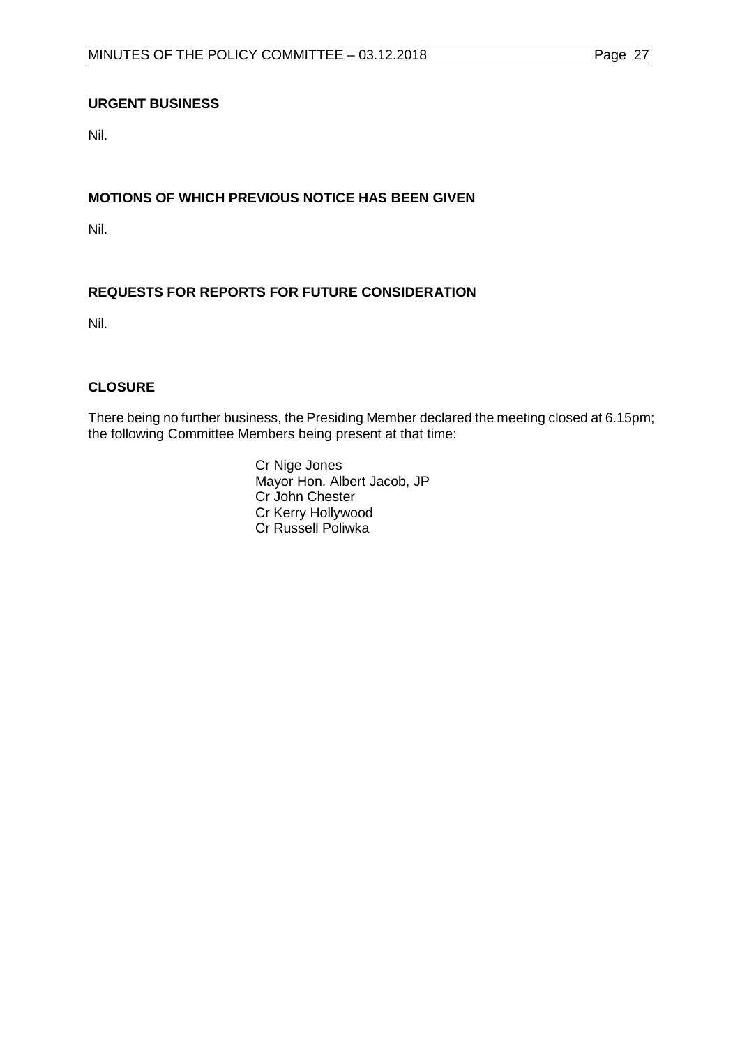## URGENT BUSINESS

Nil.

## MOTIONS OF WHICH PREVIOUS NOTICE HAS BEEN GIVEN

Nil.

## REQUESTS FOR REPORTS FOR FUTURE CONSIDERATION

Nil.

## CLOSURE

There being no further business, the Presiding Member declared the meeting closed at 6.15pm; the following Committee Members being present at that time:

Cr Nige Jones
Mayor Hon. Albert Jacob, JP
Cr John Chester
Cr Kerry Hollywood
Cr Russell Poliwka